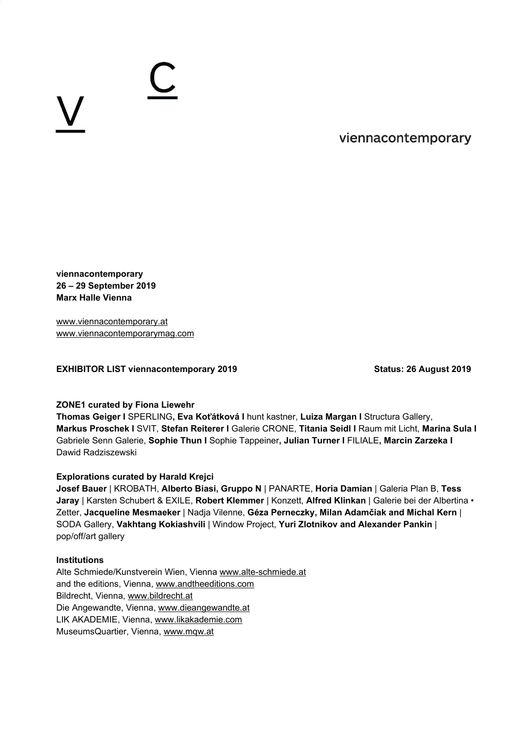viennacontemporary

**viennacontemporary**
**26 – 29 September 2019**
**Marx Halle Vienna**

www.viennacontemporary.at
www.viennacontemporarymag.com

**EXHIBITOR LIST viennacontemporary 2019** **Status: 26 August 2019**

**ZONE1 curated by Fiona Liewehr**

**Thomas Geiger I** SPERLING**, Eva Koťátková I** hunt kastner, **Luiza Margan I** Structura Gallery, **Markus Proschek I** SVIT, **Stefan Reiterer I** Galerie CRONE, **Titania Seidl I** Raum mit Licht, **Marina Sula I** Gabriele Senn Galerie, **Sophie Thun I** Sophie Tappeiner**, Julian Turner I** FILIALE**, Marcin Zarzeka I** Dawid Radziszewski

**Explorations curated by Harald Krejci**

**Josef Bauer** | KROBATH, **Alberto Biasi, Gruppo N** | PANARTE, **Horia Damian** | Galeria Plan B, **Tess Jaray** | Karsten Schubert & EXILE, **Robert Klemmer** | Konzett, **Alfred Klinkan** | Galerie bei der Albertina • Zetter, **Jacqueline Mesmaeker** | Nadja Vilenne, **Géza Perneczky, Milan Adamčiak and Michal Kern** | SODA Gallery, **Vakhtang Kokiashvili** | Window Project, **Yuri Zlotnikov and Alexander Pankin** | pop/off/art gallery

**Institutions**

Alte Schmiede/Kunstverein Wien, Vienna www.alte-schmiede.at
and the editions, Vienna, www.andtheeditions.com
Bildrecht, Vienna, www.bildrecht.at
Die Angewandte, Vienna, www.dieangewandte.at
LIK AKADEMIE, Vienna, www.likakademie.com
MuseumsQuartier, Vienna, www.mqw.at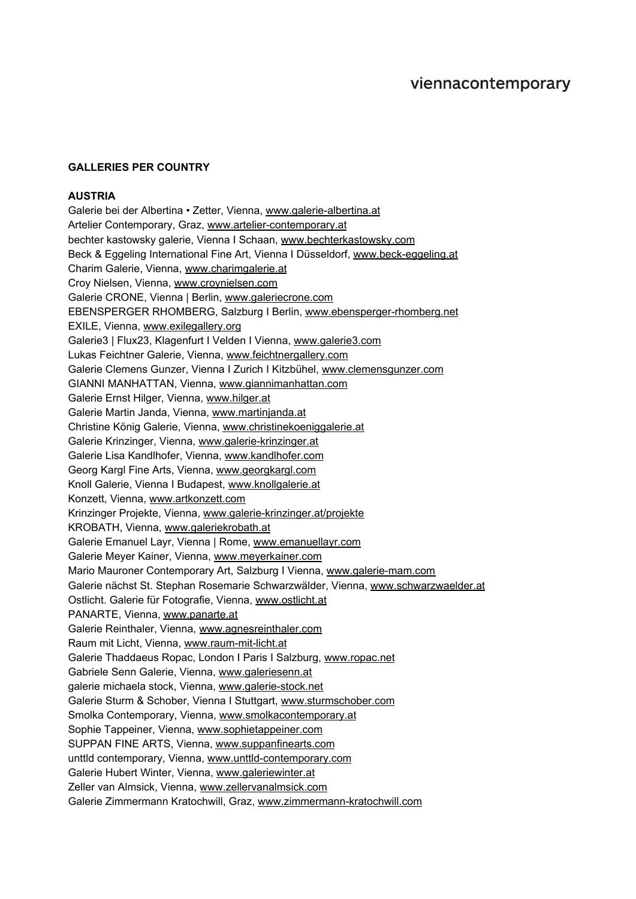## GALLERIES PER COUNTRY

### AUSTRIA

Galerie bei der Albertina • Zetter, Vienna, www.galerie-albertina.at
Artelier Contemporary, Graz, www.artelier-contemporary.at
bechter kastowsky galerie, Vienna I Schaan, www.bechterkastowsky.com
Beck & Eggeling International Fine Art, Vienna I Düsseldorf, www.beck-eggeling.at
Charim Galerie, Vienna, www.charimgalerie.at
Croy Nielsen, Vienna, www.croynielsen.com
Galerie CRONE, Vienna | Berlin, www.galeriecrone.com
EBENSPERGER RHOMBERG, Salzburg I Berlin, www.ebensperger-rhomberg.net
EXILE, Vienna, www.exilegallery.org
Galerie3 | Flux23, Klagenfurt I Velden I Vienna, www.galerie3.com
Lukas Feichtner Galerie, Vienna, www.feichtnergallery.com
Galerie Clemens Gunzer, Vienna I Zurich I Kitzbühel, www.clemensgunzer.com
GIANNI MANHATTAN, Vienna, www.giannimanhattan.com
Galerie Ernst Hilger, Vienna, www.hilger.at
Galerie Martin Janda, Vienna, www.martinjanda.at
Christine König Galerie, Vienna, www.christinekoeniggalerie.at
Galerie Krinzinger, Vienna, www.galerie-krinzinger.at
Galerie Lisa Kandlhofer, Vienna, www.kandlhofer.com
Georg Kargl Fine Arts, Vienna, www.georgkargl.com
Knoll Galerie, Vienna I Budapest, www.knollgalerie.at
Konzett, Vienna, www.artkonzett.com
Krinzinger Projekte, Vienna, www.galerie-krinzinger.at/projekte
KROBATH, Vienna, www.galeriekrobath.at
Galerie Emanuel Layr, Vienna | Rome, www.emanuellayr.com
Galerie Meyer Kainer, Vienna, www.meyerkainer.com
Mario Mauroner Contemporary Art, Salzburg I Vienna, www.galerie-mam.com
Galerie nächst St. Stephan Rosemarie Schwarzwälder, Vienna, www.schwarzwaelder.at
Ostlicht. Galerie für Fotografie, Vienna, www.ostlicht.at
PANARTE, Vienna, www.panarte.at
Galerie Reinthaler, Vienna, www.agnesreinthaler.com
Raum mit Licht, Vienna, www.raum-mit-licht.at
Galerie Thaddaeus Ropac, London I Paris I Salzburg, www.ropac.net
Gabriele Senn Galerie, Vienna, www.galeriesenn.at
galerie michaela stock, Vienna, www.galerie-stock.net
Galerie Sturm & Schober, Vienna I Stuttgart, www.sturmschober.com
Smolka Contemporary, Vienna, www.smolkacontemporary.at
Sophie Tappeiner, Vienna, www.sophietappeiner.com
SUPPAN FINE ARTS, Vienna, www.suppanfinearts.com
unttld contemporary, Vienna, www.unttld-contemporary.com
Galerie Hubert Winter, Vienna, www.galeriewinter.at
Zeller van Almsick, Vienna, www.zellervanalmsick.com
Galerie Zimmermann Kratochwill, Graz, www.zimmermann-kratochwill.com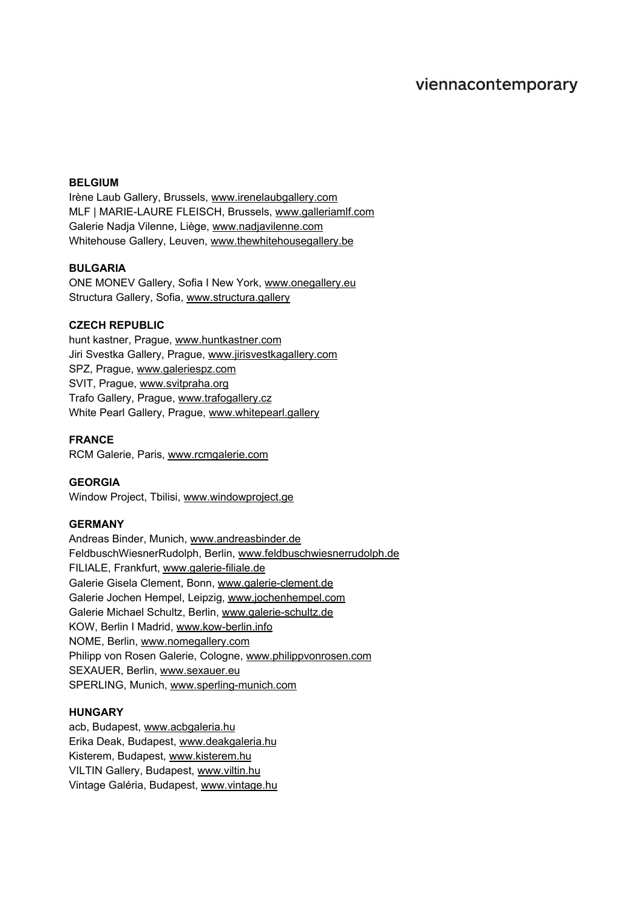**BELGIUM**
Irène Laub Gallery, Brussels, www.irenelaubgallery.com
MLF | MARIE-LAURE FLEISCH, Brussels, www.galleriamlf.com
Galerie Nadja Vilenne, Liège, www.nadjavilenne.com
Whitehouse Gallery, Leuven, www.thewhitehousegallery.be

**BULGARIA**
ONE MONEV Gallery, Sofia I New York, www.onegallery.eu
Structura Gallery, Sofia, www.structura.gallery

**CZECH REPUBLIC**
hunt kastner, Prague, www.huntkastner.com
Jiri Svestka Gallery, Prague, www.jirisvestkagallery.com
SPZ, Prague, www.galeriespz.com
SVIT, Prague, www.svitpraha.org
Trafo Gallery, Prague, www.trafogallery.cz
White Pearl Gallery, Prague, www.whitepearl.gallery

**FRANCE**
RCM Galerie, Paris, www.rcmgalerie.com

**GEORGIA**
Window Project, Tbilisi, www.windowproject.ge

**GERMANY**
Andreas Binder, Munich, www.andreasbinder.de
FeldbuschWiesnerRudolph, Berlin, www.feldbuschwiesnerrudolph.de
FILIALE, Frankfurt, www.galerie-filiale.de
Galerie Gisela Clement, Bonn, www.galerie-clement.de
Galerie Jochen Hempel, Leipzig, www.jochenhempel.com
Galerie Michael Schultz, Berlin, www.galerie-schultz.de
KOW, Berlin I Madrid, www.kow-berlin.info
NOME, Berlin, www.nomegallery.com
Philipp von Rosen Galerie, Cologne, www.philippvonrosen.com
SEXAUER, Berlin, www.sexauer.eu
SPERLING, Munich, www.sperling-munich.com

**HUNGARY**
acb, Budapest, www.acbgaleria.hu
Erika Deak, Budapest, www.deakgaleria.hu
Kisterem, Budapest, www.kisterem.hu
VILTIN Gallery, Budapest, www.viltin.hu
Vintage Galéria, Budapest, www.vintage.hu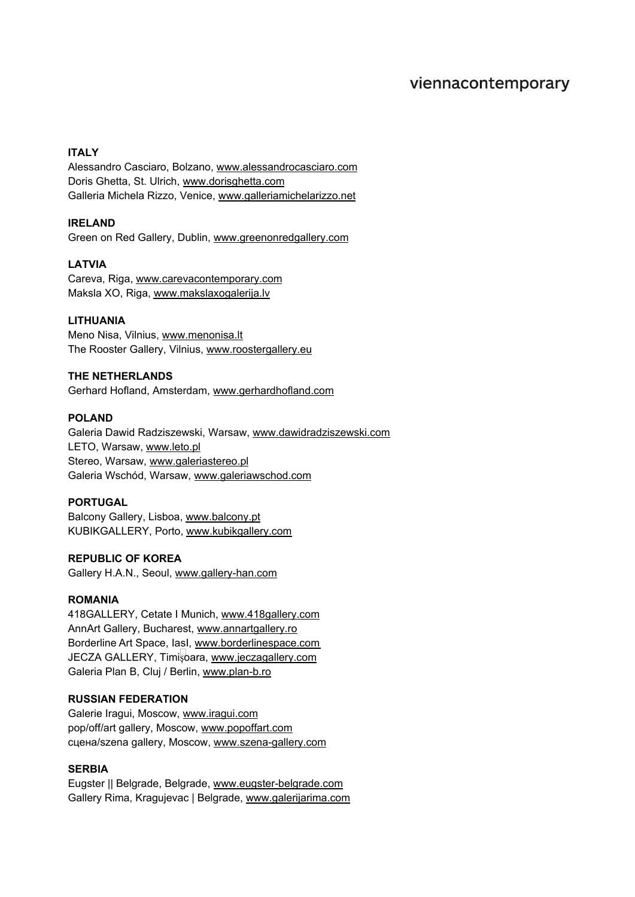**ITALY**
Alessandro Casciaro, Bolzano, www.alessandrocasciaro.com
Doris Ghetta, St. Ulrich, www.dorisghetta.com
Galleria Michela Rizzo, Venice, www.galleriamichelarizzo.net

**IRELAND**
Green on Red Gallery, Dublin, www.greenonredgallery.com

**LATVIA**
Careva, Riga, www.carevacontemporary.com
Maksla XO, Riga, www.makslaxogalerija.lv

**LITHUANIA**
Meno Nisa, Vilnius, www.menonisa.lt
The Rooster Gallery, Vilnius, www.roostergallery.eu

**THE NETHERLANDS**
Gerhard Hofland, Amsterdam, www.gerhardhofland.com

**POLAND**
Galeria Dawid Radziszewski, Warsaw, www.dawidradziszewski.com
LETO, Warsaw, www.leto.pl
Stereo, Warsaw, www.galeriastereo.pl
Galeria Wschód, Warsaw, www.galeriawschod.com

**PORTUGAL**
Balcony Gallery, Lisboa, www.balcony.pt
KUBIKGALLERY, Porto, www.kubikgallery.com

**REPUBLIC OF KOREA**
Gallery H.A.N., Seoul, www.gallery-han.com

**ROMANIA**
418GALLERY, Cetate I Munich, www.418gallery.com
AnnArt Gallery, Bucharest, www.annartgallery.ro
Borderline Art Space, IasI, www.borderlinespace.com
JECZA GALLERY, Timişoara, www.jeczagallery.com
Galeria Plan B, Cluj / Berlin, www.plan-b.ro

**RUSSIAN FEDERATION**
Galerie Iragui, Moscow, www.iragui.com
pop/off/art gallery, Moscow, www.popoffart.com
сцена/szena gallery, Moscow, www.szena-gallery.com

**SERBIA**
Eugster || Belgrade, Belgrade, www.eugster-belgrade.com
Gallery Rima, Kragujevac | Belgrade, www.galerijarima.com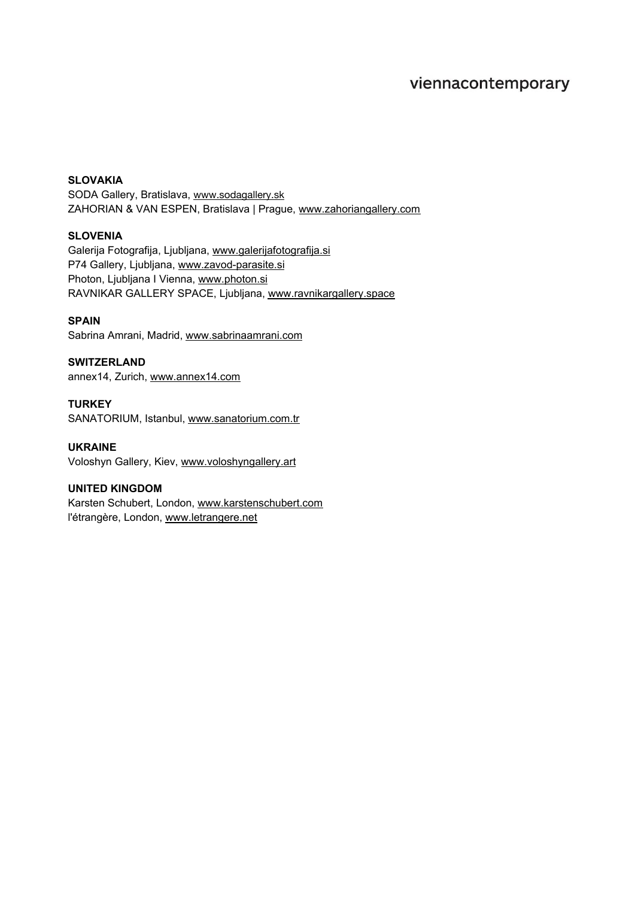**SLOVAKIA**
SODA Gallery, Bratislava, www.sodagallery.sk
ZAHORIAN & VAN ESPEN, Bratislava | Prague, www.zahoriangallery.com

**SLOVENIA**
Galerija Fotografija, Ljubljana, www.galerijafotografija.si
P74 Gallery, Ljubljana, www.zavod-parasite.si
Photon, Ljubljana I Vienna, www.photon.si
RAVNIKAR GALLERY SPACE, Ljubljana, www.ravnikargallery.space

**SPAIN**
Sabrina Amrani, Madrid, www.sabrinaamrani.com

**SWITZERLAND**
annex14, Zurich, www.annex14.com

**TURKEY**
SANATORIUM, Istanbul, www.sanatorium.com.tr

**UKRAINE**
Voloshyn Gallery, Kiev, www.voloshyngallery.art

**UNITED KINGDOM**
Karsten Schubert, London, www.karstenschubert.com
l'étrangère, London, www.letrangere.net